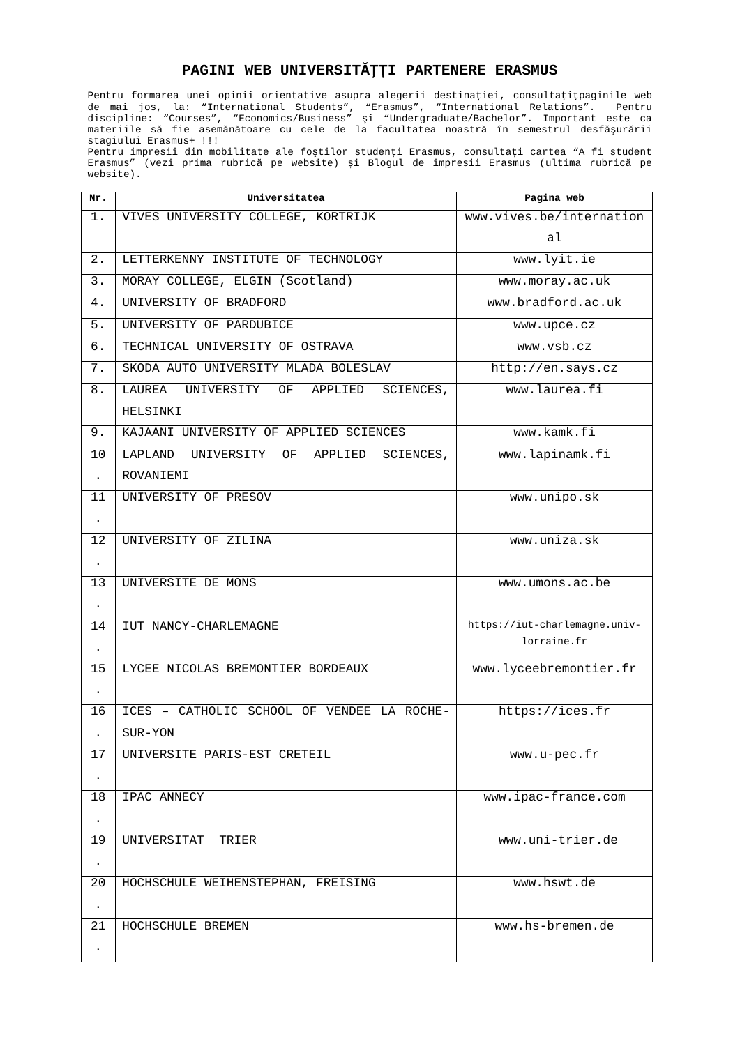# PAGINI WEB UNIVERSITĂȚȚI PARTENERE ERASMUS

Pentru formarea unei opinii orientative asupra alegerii destinației, consultațițpaginile web de mai jos, la: "International Students", "Erasmus", "International Relations". Pentru discipline: "Courses", "Economics/Business" şi "Undergraduate/Bachelor". Important este ca materiile să fie asemănătoare cu cele de la facultatea noastră în semestrul desfăşurării stagiului Erasmus+ !!!
Pentru impresii din mobilitate ale foştilor studenți Erasmus, consultați cartea "A fi student Erasmus" (vezi prima rubrică pe website) și Blogul de impresii Erasmus (ultima rubrică pe website).

| Nr. | Universitatea | Pagina web |
|---|---|---|
| 1. | VIVES UNIVERSITY COLLEGE, KORTRIJK | www.vives.be/international |
| 2. | LETTERKENNY INSTITUTE OF TECHNOLOGY | www.lyit.ie |
| 3. | MORAY COLLEGE, ELGIN (Scotland) | www.moray.ac.uk |
| 4. | UNIVERSITY OF BRADFORD | www.bradford.ac.uk |
| 5. | UNIVERSITY OF PARDUBICE | www.upce.cz |
| 6. | TECHNICAL UNIVERSITY OF OSTRAVA | www.vsb.cz |
| 7. | SKODA AUTO UNIVERSITY MLADA BOLESLAV | http://en.says.cz |
| 8. | LAUREA UNIVERSITY OF APPLIED SCIENCES, HELSINKI | www.laurea.fi |
| 9. | KAJAANI UNIVERSITY OF APPLIED SCIENCES | www.kamk.fi |
| 10. | LAPLAND UNIVERSITY OF APPLIED SCIENCES, ROVANIEMI | www.lapinamk.fi |
| 11. | UNIVERSITY OF PRESOV | www.unipo.sk |
| 12. | UNIVERSITY OF ZILINA | www.uniza.sk |
| 13. | UNIVERSITE DE MONS | www.umons.ac.be |
| 14. | IUT NANCY-CHARLEMAGNE | https://iut-charlemagne.univ-lorraine.fr |
| 15. | LYCEE NICOLAS BREMONTIER BORDEAUX | www.lyceebremontier.fr |
| 16. | ICES – CATHOLIC SCHOOL OF VENDEE LA ROCHE-SUR-YON | https://ices.fr |
| 17. | UNIVERSITE PARIS-EST CRETEIL | www.u-pec.fr |
| 18. | IPAC ANNECY | www.ipac-france.com |
| 19. | UNIVERSITAT TRIER | www.uni-trier.de |
| 20. | HOCHSCHULE WEIHENSTEPHAN, FREISING | www.hswt.de |
| 21. | HOCHSCHULE BREMEN | www.hs-bremen.de |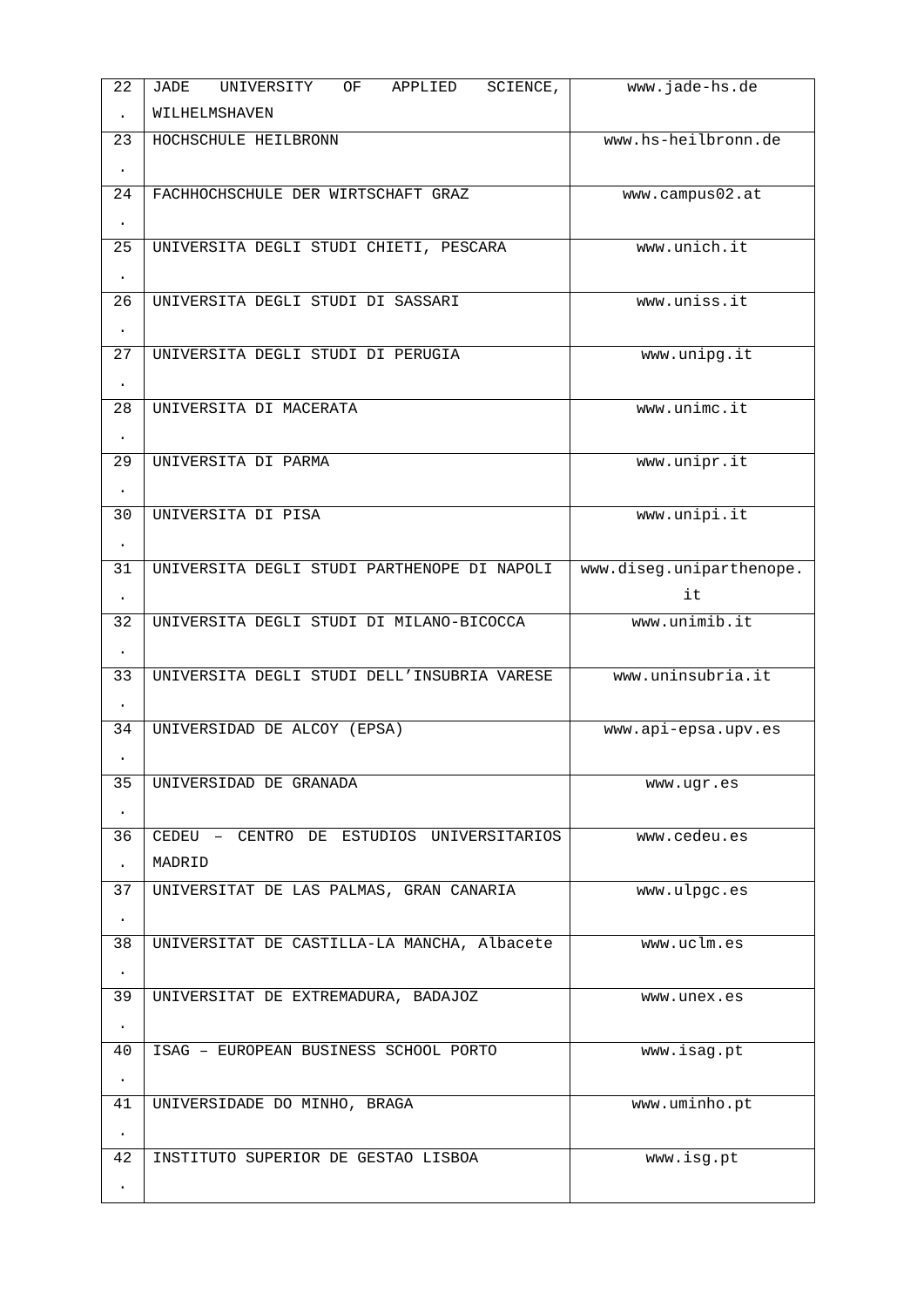| | | |
|---|---|---|
| 22. | JADE UNIVERSITY OF APPLIED SCIENCE, WILHELMSHAVEN | www.jade-hs.de |
| 23. | HOCHSCHULE HEILBRONN | www.hs-heilbronn.de |
| 24. | FACHHOCHSCHULE DER WIRTSCHAFT GRAZ | www.campus02.at |
| 25. | UNIVERSITA DEGLI STUDI CHIETI, PESCARA | www.unich.it |
| 26. | UNIVERSITA DEGLI STUDI DI SASSARI | www.uniss.it |
| 27. | UNIVERSITA DEGLI STUDI DI PERUGIA | www.unipg.it |
| 28. | UNIVERSITA DI MACERATA | www.unimc.it |
| 29. | UNIVERSITA DI PARMA | www.unipr.it |
| 30. | UNIVERSITA DI PISA | www.unipi.it |
| 31. | UNIVERSITA DEGLI STUDI PARTHENOPE DI NAPOLI | www.diseg.uniparthenope.it |
| 32. | UNIVERSITA DEGLI STUDI DI MILANO-BICOCCA | www.unimib.it |
| 33. | UNIVERSITA DEGLI STUDI DELL'INSUBRIA VARESE | www.uninsubria.it |
| 34. | UNIVERSIDAD DE ALCOY (EPSA) | www.api-epsa.upv.es |
| 35. | UNIVERSIDAD DE GRANADA | www.ugr.es |
| 36. | CEDEU – CENTRO DE ESTUDIOS UNIVERSITARIOS MADRID | www.cedeu.es |
| 37. | UNIVERSITAT DE LAS PALMAS, GRAN CANARIA | www.ulpgc.es |
| 38. | UNIVERSITAT DE CASTILLA-LA MANCHA, Albacete | www.uclm.es |
| 39. | UNIVERSITAT DE EXTREMADURA, BADAJOZ | www.unex.es |
| 40. | ISAG – EUROPEAN BUSINESS SCHOOL PORTO | www.isag.pt |
| 41. | UNIVERSIDADE DO MINHO, BRAGA | www.uminho.pt |
| 42. | INSTITUTO SUPERIOR DE GESTAO LISBOA | www.isg.pt |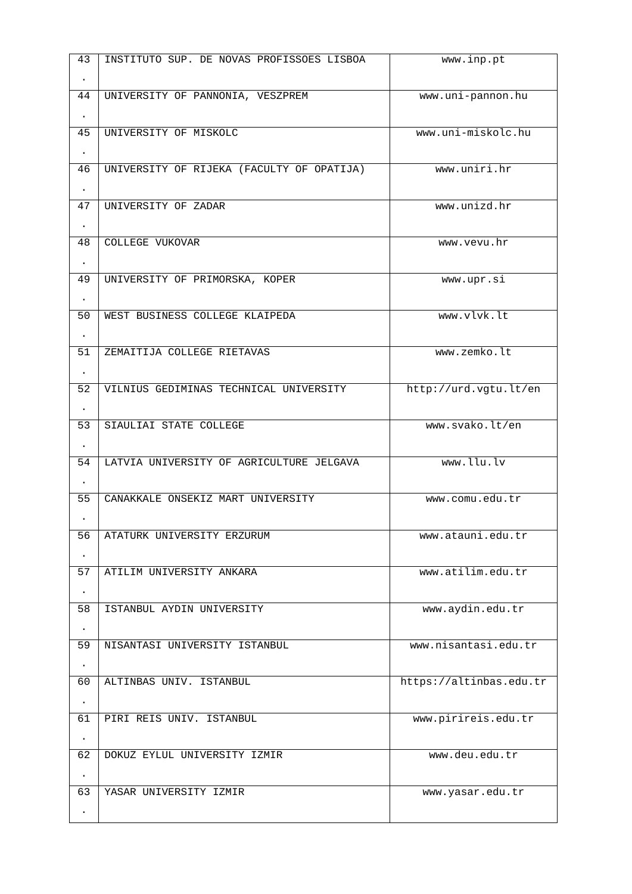| 43. | INSTITUTO SUP. DE NOVAS PROFISSOES LISBOA | www.inp.pt |
|---|---|---|
| 44. | UNIVERSITY OF PANNONIA, VESZPREM | www.uni-pannon.hu |
| 45. | UNIVERSITY OF MISKOLC | www.uni-miskolc.hu |
| 46. | UNIVERSITY OF RIJEKA (FACULTY OF OPATIJA) | www.uniri.hr |
| 47. | UNIVERSITY OF ZADAR | www.unizd.hr |
| 48. | COLLEGE VUKOVAR | www.vevu.hr |
| 49. | UNIVERSITY OF PRIMORSKA, KOPER | www.upr.si |
| 50. | WEST BUSINESS COLLEGE KLAIPEDA | www.vlvk.lt |
| 51. | ZEMAITIJA COLLEGE RIETAVAS | www.zemko.lt |
| 52. | VILNIUS GEDIMINAS TECHNICAL UNIVERSITY | http://urd.vgtu.lt/en |
| 53. | SIAULIAI STATE COLLEGE | www.svako.lt/en |
| 54. | LATVIA UNIVERSITY OF AGRICULTURE JELGAVA | www.llu.lv |
| 55. | CANAKKALE ONSEKIZ MART UNIVERSITY | www.comu.edu.tr |
| 56. | ATATURK UNIVERSITY ERZURUM | www.atauni.edu.tr |
| 57. | ATILIM UNIVERSITY ANKARA | www.atilim.edu.tr |
| 58. | ISTANBUL AYDIN UNIVERSITY | www.aydin.edu.tr |
| 59. | NISANTASI UNIVERSITY ISTANBUL | www.nisantasi.edu.tr |
| 60. | ALTINBAS UNIV. ISTANBUL | https://altinbas.edu.tr |
| 61. | PIRI REIS UNIV. ISTANBUL | www.pirireis.edu.tr |
| 62. | DOKUZ EYLUL UNIVERSITY IZMIR | www.deu.edu.tr |
| 63. | YASAR UNIVERSITY IZMIR | www.yasar.edu.tr |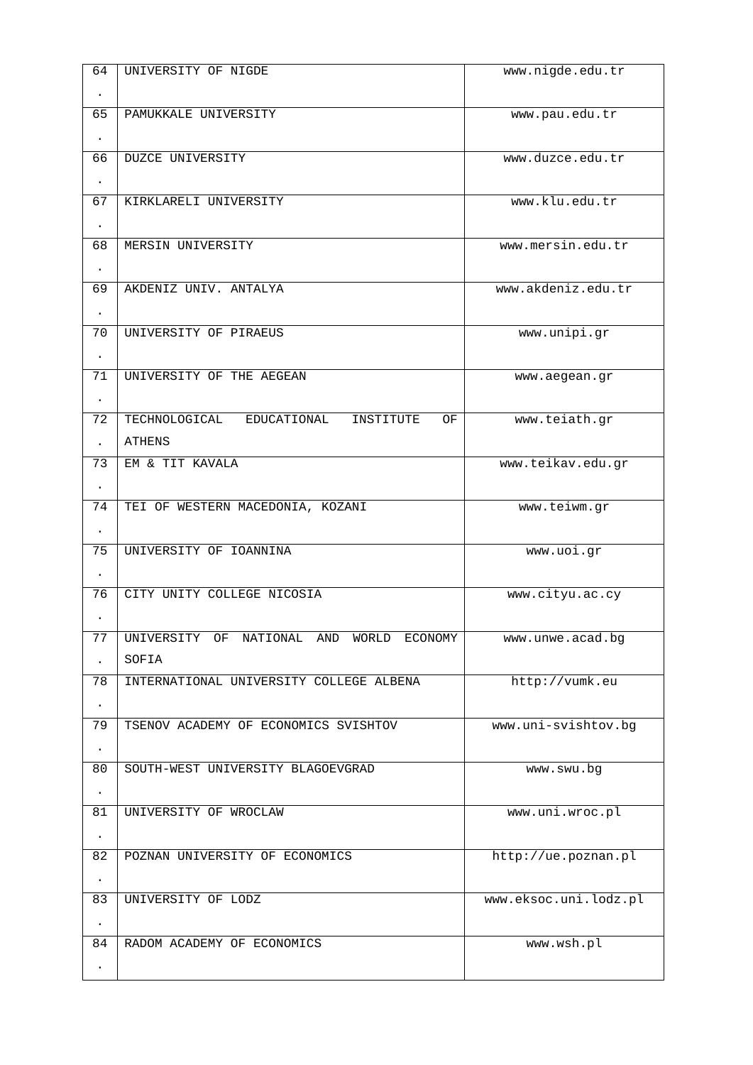| 64. | UNIVERSITY OF NIGDE | www.nigde.edu.tr |
|---|---|---|
| 65. | PAMUKKALE UNIVERSITY | www.pau.edu.tr |
| 66. | DUZCE UNIVERSITY | www.duzce.edu.tr |
| 67. | KIRKLARELI UNIVERSITY | www.klu.edu.tr |
| 68. | MERSIN UNIVERSITY | www.mersin.edu.tr |
| 69. | AKDENIZ UNIV. ANTALYA | www.akdeniz.edu.tr |
| 70. | UNIVERSITY OF PIRAEUS | www.unipi.gr |
| 71. | UNIVERSITY OF THE AEGEAN | www.aegean.gr |
| 72. | TECHNOLOGICAL EDUCATIONAL INSTITUTE OF ATHENS | www.teiath.gr |
| 73. | EM & TIT KAVALA | www.teikav.edu.gr |
| 74. | TEI OF WESTERN MACEDONIA, KOZANI | www.teiwm.gr |
| 75. | UNIVERSITY OF IOANNINA | www.uoi.gr |
| 76. | CITY UNITY COLLEGE NICOSIA | www.cityu.ac.cy |
| 77. | UNIVERSITY OF NATIONAL AND WORLD ECONOMY SOFIA | www.unwe.acad.bg |
| 78. | INTERNATIONAL UNIVERSITY COLLEGE ALBENA | http://vumk.eu |
| 79. | TSENOV ACADEMY OF ECONOMICS SVISHTOV | www.uni-svishtov.bg |
| 80. | SOUTH-WEST UNIVERSITY BLAGOEVGRAD | www.swu.bg |
| 81. | UNIVERSITY OF WROCLAW | www.uni.wroc.pl |
| 82. | POZNAN UNIVERSITY OF ECONOMICS | http://ue.poznan.pl |
| 83. | UNIVERSITY OF LODZ | www.eksoc.uni.lodz.pl |
| 84. | RADOM ACADEMY OF ECONOMICS | www.wsh.pl |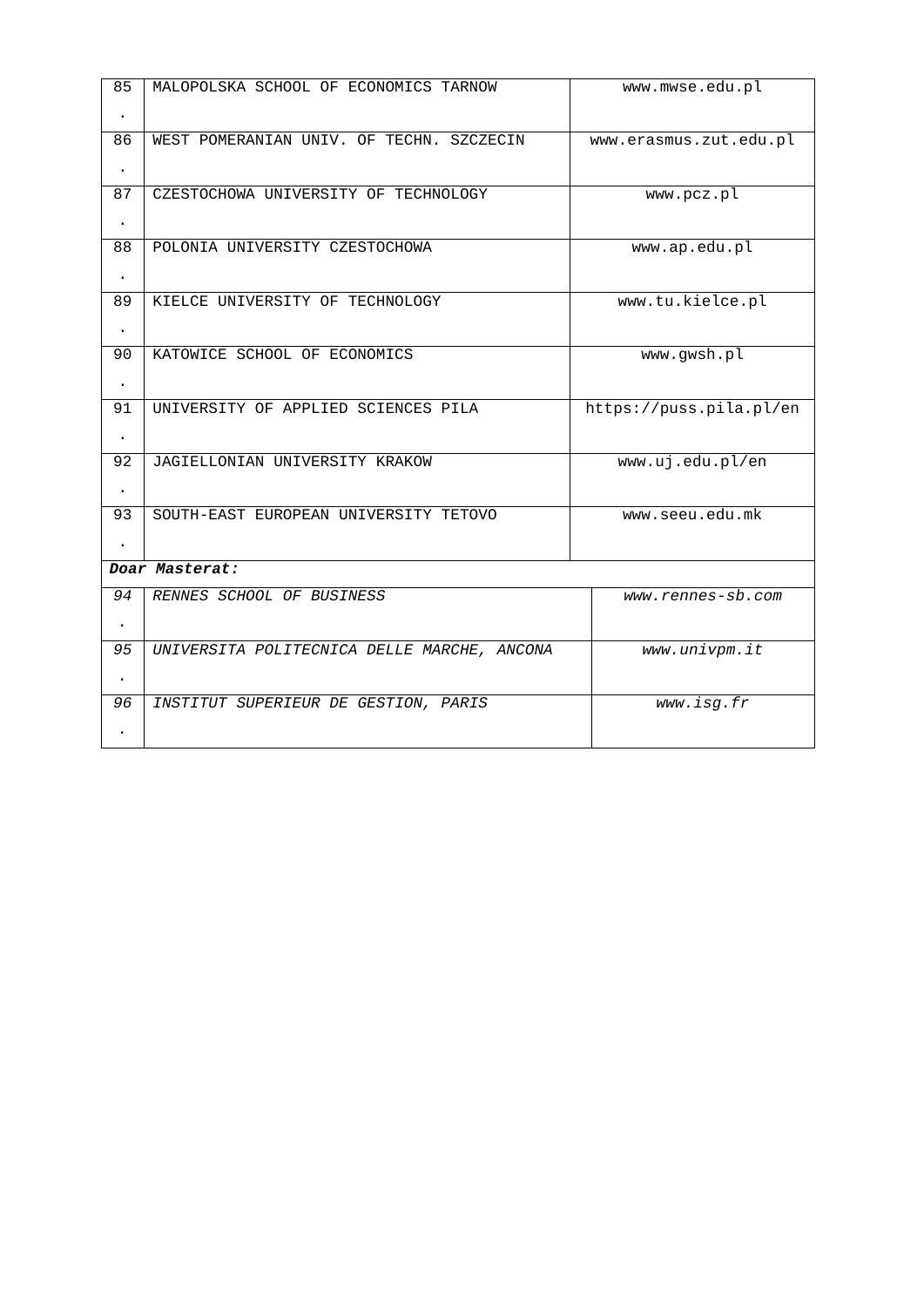| | | |
|---|---|---|
| 85. | MALOPOLSKA SCHOOL OF ECONOMICS TARNOW | www.mwse.edu.pl |
| 86. | WEST POMERANIAN UNIV. OF TECHN. SZCZECIN | www.erasmus.zut.edu.pl |
| 87. | CZESTOCHOWA UNIVERSITY OF TECHNOLOGY | www.pcz.pl |
| 88. | POLONIA UNIVERSITY CZESTOCHOWA | www.ap.edu.pl |
| 89. | KIELCE UNIVERSITY OF TECHNOLOGY | www.tu.kielce.pl |
| 90. | KATOWICE SCHOOL OF ECONOMICS | www.gwsh.pl |
| 91. | UNIVERSITY OF APPLIED SCIENCES PILA | https://puss.pila.pl/en |
| 92. | JAGIELLONIAN UNIVERSITY KRAKOW | www.uj.edu.pl/en |
| 93. | SOUTH-EAST EUROPEAN UNIVERSITY TETOVO | www.seeu.edu.mk |
| ***Doar Masterat:*** | | |
| *94.* | *RENNES SCHOOL OF BUSINESS* | *www.rennes-sb.com* |
| *95.* | *UNIVERSITA POLITECNICA DELLE MARCHE, ANCONA* | *www.univpm.it* |
| *96.* | *INSTITUT SUPERIEUR DE GESTION, PARIS* | *www.isg.fr* |